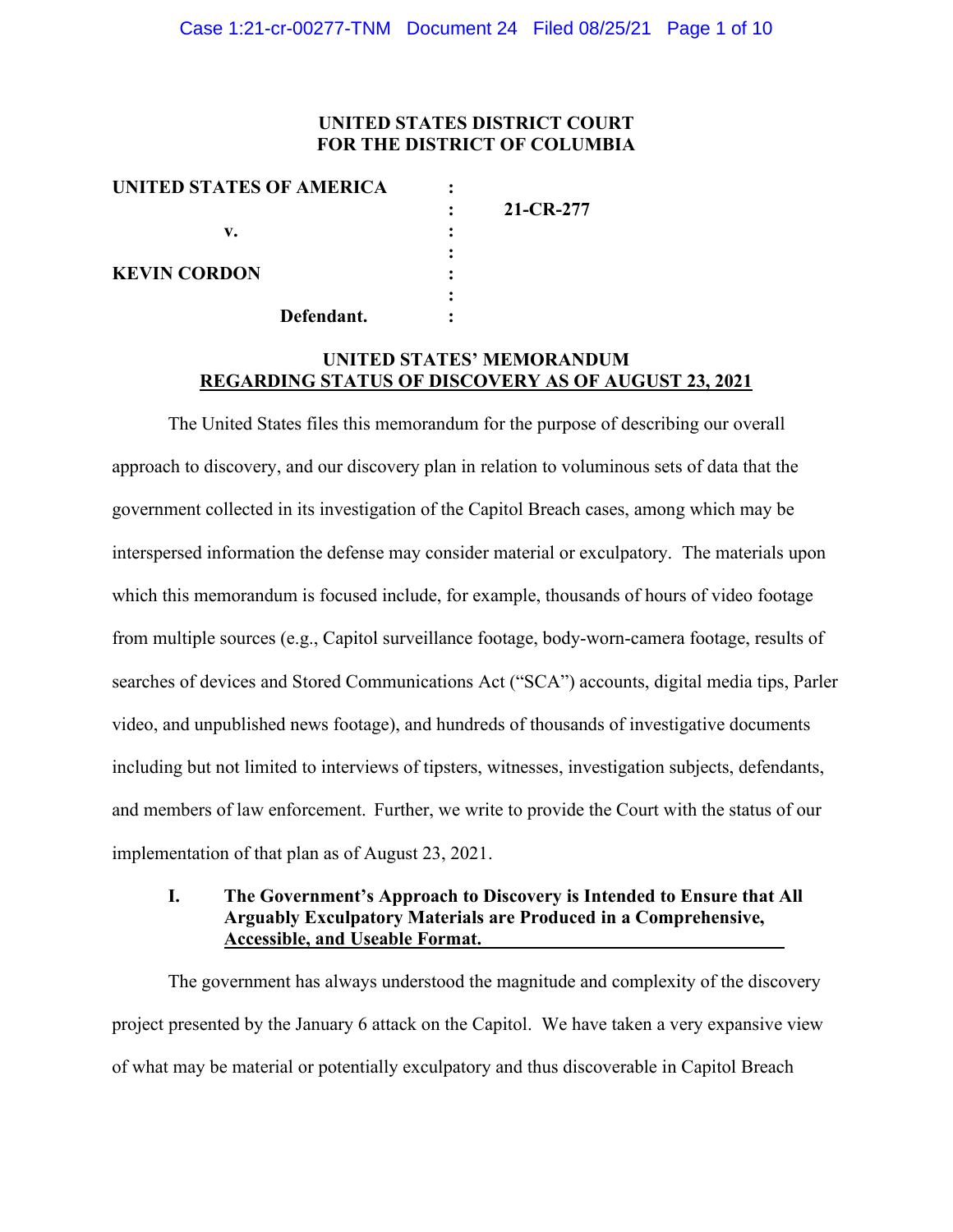**UNITED STATES DISTRICT COURT**
**FOR THE DISTRICT OF COLUMBIA**

| | | |
|---|---|---|
| **UNITED STATES OF AMERICA** | : | |
| | : | **21-CR-277** |
| **v.** | : | |
| | : | |
| **KEVIN CORDON** | : | |
| | : | |
| **Defendant.** | : | |

**UNITED STATES' MEMORANDUM**
**REGARDING STATUS OF DISCOVERY AS OF AUGUST 23, 2021**

The United States files this memorandum for the purpose of describing our overall approach to discovery, and our discovery plan in relation to voluminous sets of data that the government collected in its investigation of the Capitol Breach cases, among which may be interspersed information the defense may consider material or exculpatory. The materials upon which this memorandum is focused include, for example, thousands of hours of video footage from multiple sources (e.g., Capitol surveillance footage, body-worn-camera footage, results of searches of devices and Stored Communications Act ("SCA") accounts, digital media tips, Parler video, and unpublished news footage), and hundreds of thousands of investigative documents including but not limited to interviews of tipsters, witnesses, investigation subjects, defendants, and members of law enforcement. Further, we write to provide the Court with the status of our implementation of that plan as of August 23, 2021.

## I. The Government's Approach to Discovery is Intended to Ensure that All Arguably Exculpatory Materials are Produced in a Comprehensive, Accessible, and Useable Format.

The government has always understood the magnitude and complexity of the discovery project presented by the January 6 attack on the Capitol. We have taken a very expansive view of what may be material or potentially exculpatory and thus discoverable in Capitol Breach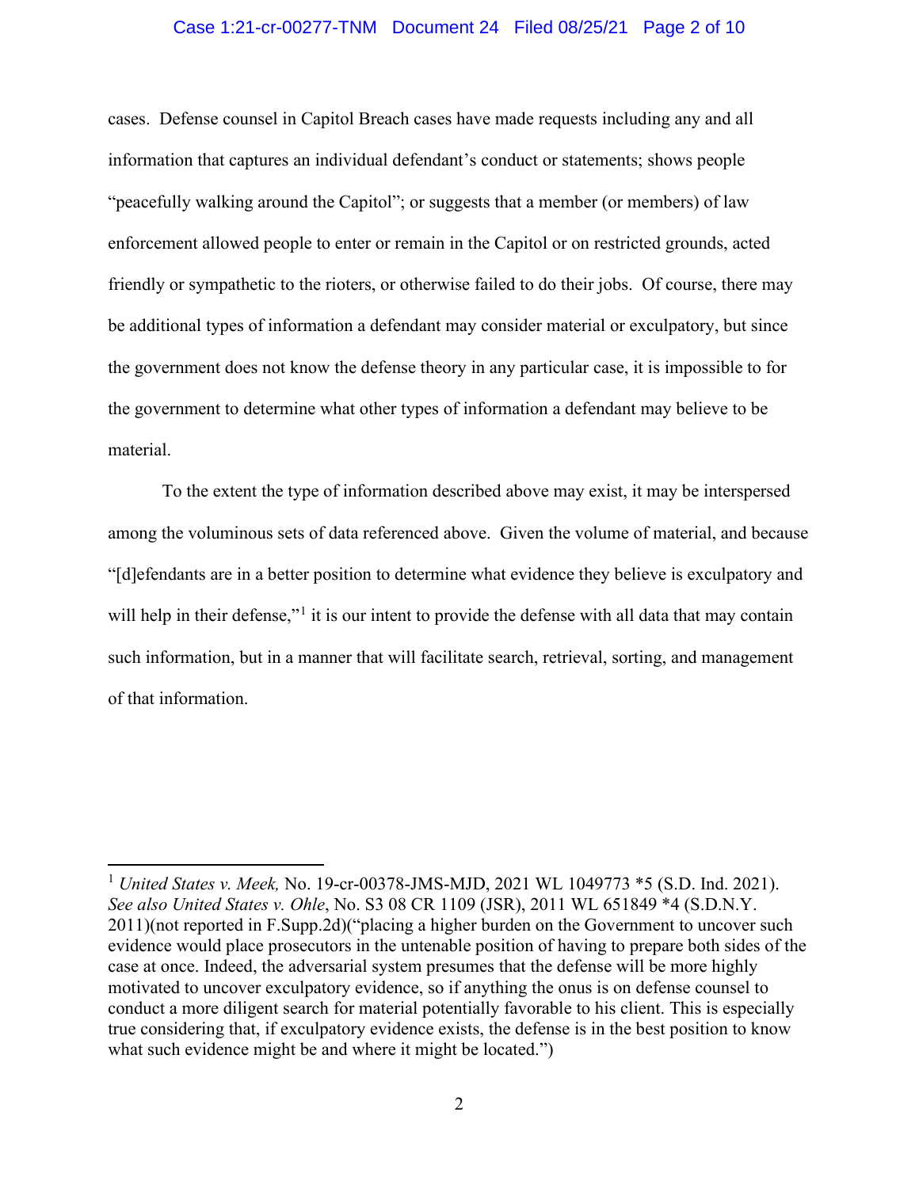cases. Defense counsel in Capitol Breach cases have made requests including any and all information that captures an individual defendant's conduct or statements; shows people "peacefully walking around the Capitol"; or suggests that a member (or members) of law enforcement allowed people to enter or remain in the Capitol or on restricted grounds, acted friendly or sympathetic to the rioters, or otherwise failed to do their jobs. Of course, there may be additional types of information a defendant may consider material or exculpatory, but since the government does not know the defense theory in any particular case, it is impossible to for the government to determine what other types of information a defendant may believe to be material.

To the extent the type of information described above may exist, it may be interspersed among the voluminous sets of data referenced above. Given the volume of material, and because "[d]efendants are in a better position to determine what evidence they believe is exculpatory and will help in their defense,"[1] it is our intent to provide the defense with all data that may contain such information, but in a manner that will facilitate search, retrieval, sorting, and management of that information.

---

[1] *United States v. Meek,* No. 19-cr-00378-JMS-MJD, 2021 WL 1049773 *5 (S.D. Ind. 2021). *See also United States v. Ohle*, No. S3 08 CR 1109 (JSR), 2011 WL 651849 *4 (S.D.N.Y. 2011)(not reported in F.Supp.2d)("placing a higher burden on the Government to uncover such evidence would place prosecutors in the untenable position of having to prepare both sides of the case at once. Indeed, the adversarial system presumes that the defense will be more highly motivated to uncover exculpatory evidence, so if anything the onus is on defense counsel to conduct a more diligent search for material potentially favorable to his client. This is especially true considering that, if exculpatory evidence exists, the defense is in the best position to know what such evidence might be and where it might be located.")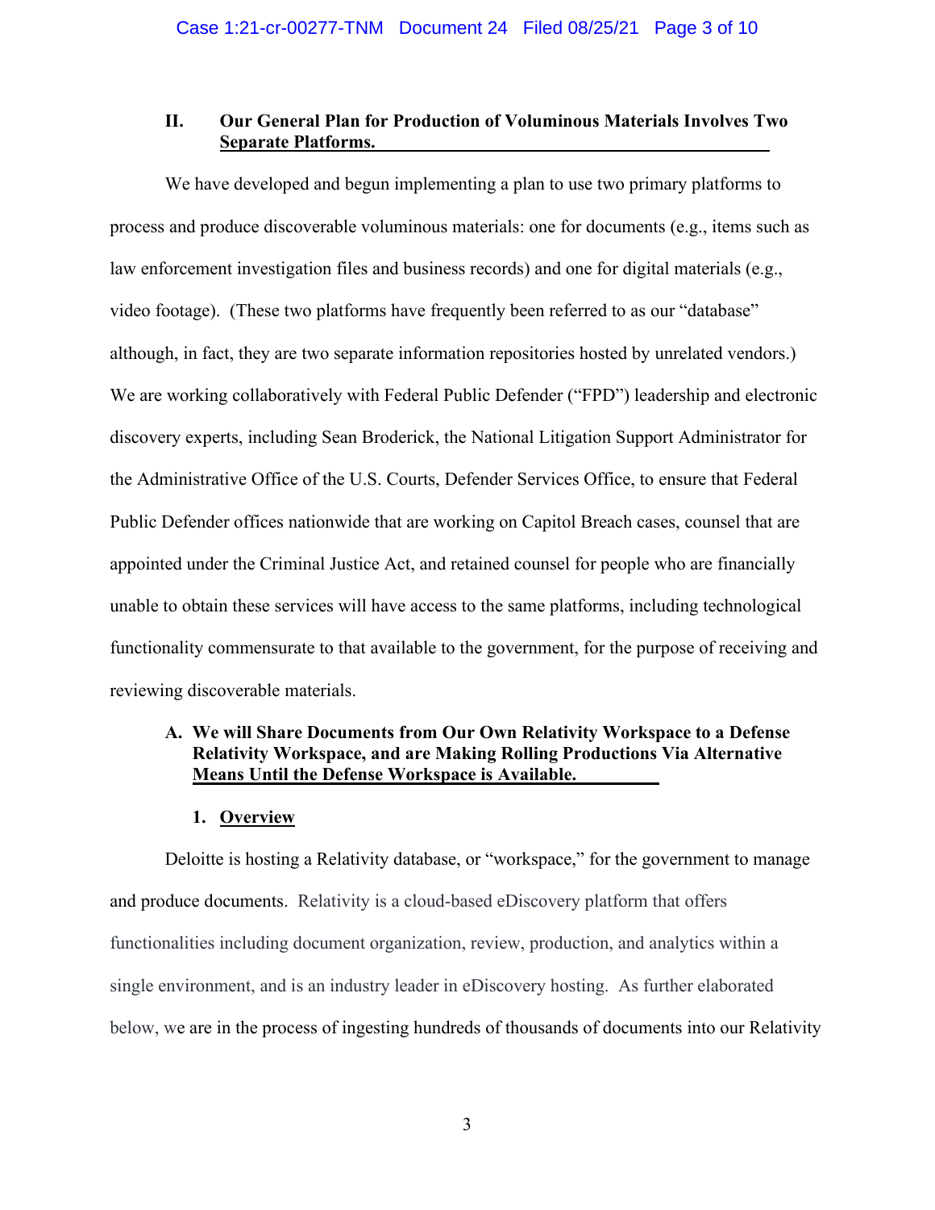## II. Our General Plan for Production of Voluminous Materials Involves Two Separate Platforms.

We have developed and begun implementing a plan to use two primary platforms to process and produce discoverable voluminous materials: one for documents (e.g., items such as law enforcement investigation files and business records) and one for digital materials (e.g., video footage). (These two platforms have frequently been referred to as our "database" although, in fact, they are two separate information repositories hosted by unrelated vendors.) We are working collaboratively with Federal Public Defender ("FPD") leadership and electronic discovery experts, including Sean Broderick, the National Litigation Support Administrator for the Administrative Office of the U.S. Courts, Defender Services Office, to ensure that Federal Public Defender offices nationwide that are working on Capitol Breach cases, counsel that are appointed under the Criminal Justice Act, and retained counsel for people who are financially unable to obtain these services will have access to the same platforms, including technological functionality commensurate to that available to the government, for the purpose of receiving and reviewing discoverable materials.

### A. We will Share Documents from Our Own Relativity Workspace to a Defense Relativity Workspace, and are Making Rolling Productions Via Alternative Means Until the Defense Workspace is Available.

#### 1. Overview

Deloitte is hosting a Relativity database, or "workspace," for the government to manage and produce documents. Relativity is a cloud-based eDiscovery platform that offers functionalities including document organization, review, production, and analytics within a single environment, and is an industry leader in eDiscovery hosting. As further elaborated below, we are in the process of ingesting hundreds of thousands of documents into our Relativity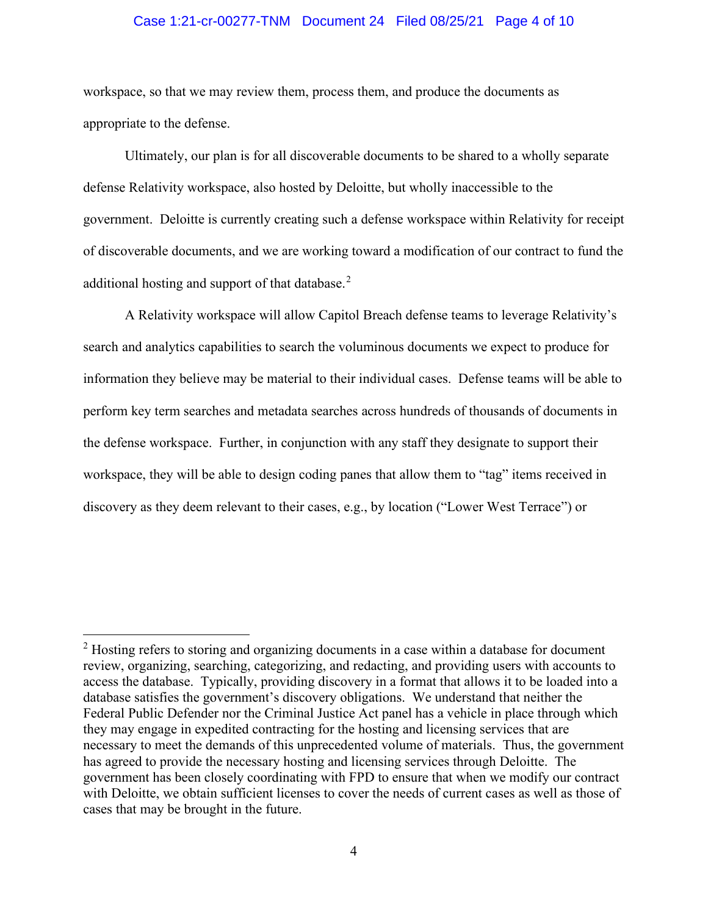workspace, so that we may review them, process them, and produce the documents as appropriate to the defense.

Ultimately, our plan is for all discoverable documents to be shared to a wholly separate defense Relativity workspace, also hosted by Deloitte, but wholly inaccessible to the government. Deloitte is currently creating such a defense workspace within Relativity for receipt of discoverable documents, and we are working toward a modification of our contract to fund the additional hosting and support of that database.[2]

A Relativity workspace will allow Capitol Breach defense teams to leverage Relativity's search and analytics capabilities to search the voluminous documents we expect to produce for information they believe may be material to their individual cases. Defense teams will be able to perform key term searches and metadata searches across hundreds of thousands of documents in the defense workspace. Further, in conjunction with any staff they designate to support their workspace, they will be able to design coding panes that allow them to "tag" items received in discovery as they deem relevant to their cases, e.g., by location ("Lower West Terrace") or

---

[2] Hosting refers to storing and organizing documents in a case within a database for document review, organizing, searching, categorizing, and redacting, and providing users with accounts to access the database. Typically, providing discovery in a format that allows it to be loaded into a database satisfies the government's discovery obligations. We understand that neither the Federal Public Defender nor the Criminal Justice Act panel has a vehicle in place through which they may engage in expedited contracting for the hosting and licensing services that are necessary to meet the demands of this unprecedented volume of materials. Thus, the government has agreed to provide the necessary hosting and licensing services through Deloitte. The government has been closely coordinating with FPD to ensure that when we modify our contract with Deloitte, we obtain sufficient licenses to cover the needs of current cases as well as those of cases that may be brought in the future.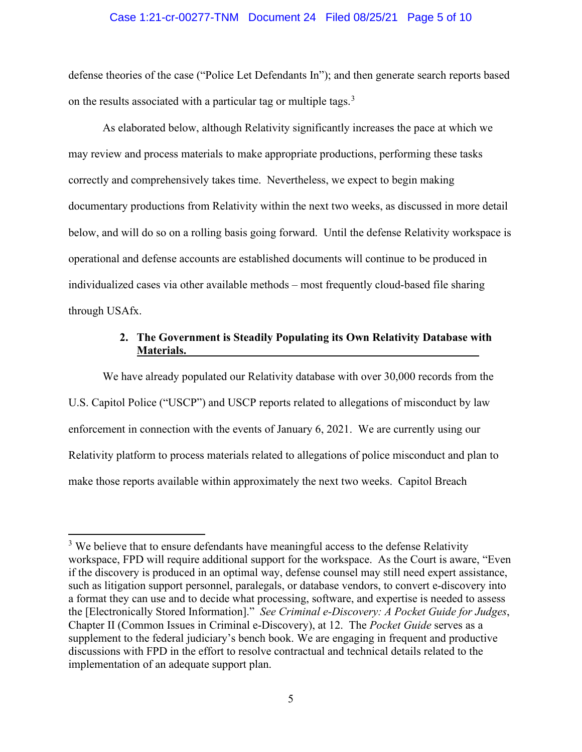defense theories of the case ("Police Let Defendants In"); and then generate search reports based on the results associated with a particular tag or multiple tags.[3]

As elaborated below, although Relativity significantly increases the pace at which we may review and process materials to make appropriate productions, performing these tasks correctly and comprehensively takes time. Nevertheless, we expect to begin making documentary productions from Relativity within the next two weeks, as discussed in more detail below, and will do so on a rolling basis going forward. Until the defense Relativity workspace is operational and defense accounts are established documents will continue to be produced in individualized cases via other available methods – most frequently cloud-based file sharing through USAfx.

### 2. The Government is Steadily Populating its Own Relativity Database with Materials.

We have already populated our Relativity database with over 30,000 records from the U.S. Capitol Police ("USCP") and USCP reports related to allegations of misconduct by law enforcement in connection with the events of January 6, 2021. We are currently using our Relativity platform to process materials related to allegations of police misconduct and plan to make those reports available within approximately the next two weeks. Capitol Breach

---

[3] We believe that to ensure defendants have meaningful access to the defense Relativity workspace, FPD will require additional support for the workspace. As the Court is aware, "Even if the discovery is produced in an optimal way, defense counsel may still need expert assistance, such as litigation support personnel, paralegals, or database vendors, to convert e-discovery into a format they can use and to decide what processing, software, and expertise is needed to assess the [Electronically Stored Information]." *See Criminal e-Discovery: A Pocket Guide for Judges*, Chapter II (Common Issues in Criminal e-Discovery), at 12. The *Pocket Guide* serves as a supplement to the federal judiciary's bench book. We are engaging in frequent and productive discussions with FPD in the effort to resolve contractual and technical details related to the implementation of an adequate support plan.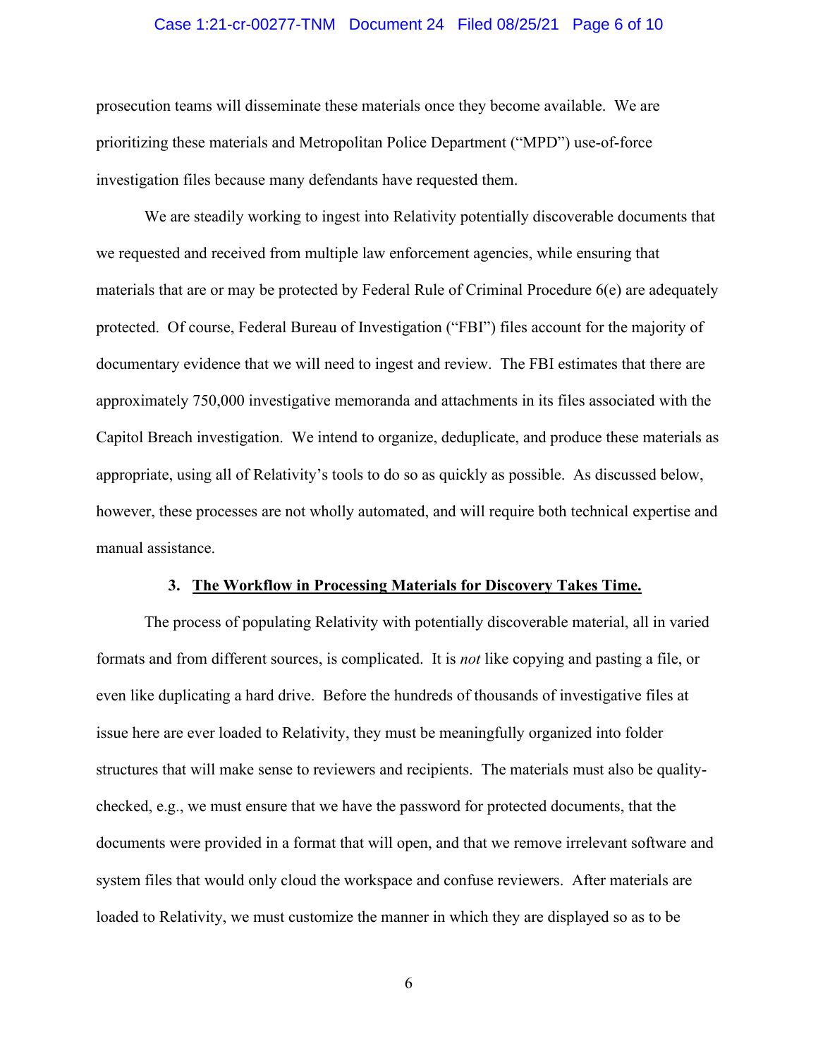prosecution teams will disseminate these materials once they become available. We are prioritizing these materials and Metropolitan Police Department ("MPD") use-of-force investigation files because many defendants have requested them.

We are steadily working to ingest into Relativity potentially discoverable documents that we requested and received from multiple law enforcement agencies, while ensuring that materials that are or may be protected by Federal Rule of Criminal Procedure 6(e) are adequately protected. Of course, Federal Bureau of Investigation ("FBI") files account for the majority of documentary evidence that we will need to ingest and review. The FBI estimates that there are approximately 750,000 investigative memoranda and attachments in its files associated with the Capitol Breach investigation. We intend to organize, deduplicate, and produce these materials as appropriate, using all of Relativity's tools to do so as quickly as possible. As discussed below, however, these processes are not wholly automated, and will require both technical expertise and manual assistance.

### 3. <u>The Workflow in Processing Materials for Discovery Takes Time.</u>

The process of populating Relativity with potentially discoverable material, all in varied formats and from different sources, is complicated. It is *not* like copying and pasting a file, or even like duplicating a hard drive. Before the hundreds of thousands of investigative files at issue here are ever loaded to Relativity, they must be meaningfully organized into folder structures that will make sense to reviewers and recipients. The materials must also be quality-checked, e.g., we must ensure that we have the password for protected documents, that the documents were provided in a format that will open, and that we remove irrelevant software and system files that would only cloud the workspace and confuse reviewers. After materials are loaded to Relativity, we must customize the manner in which they are displayed so as to be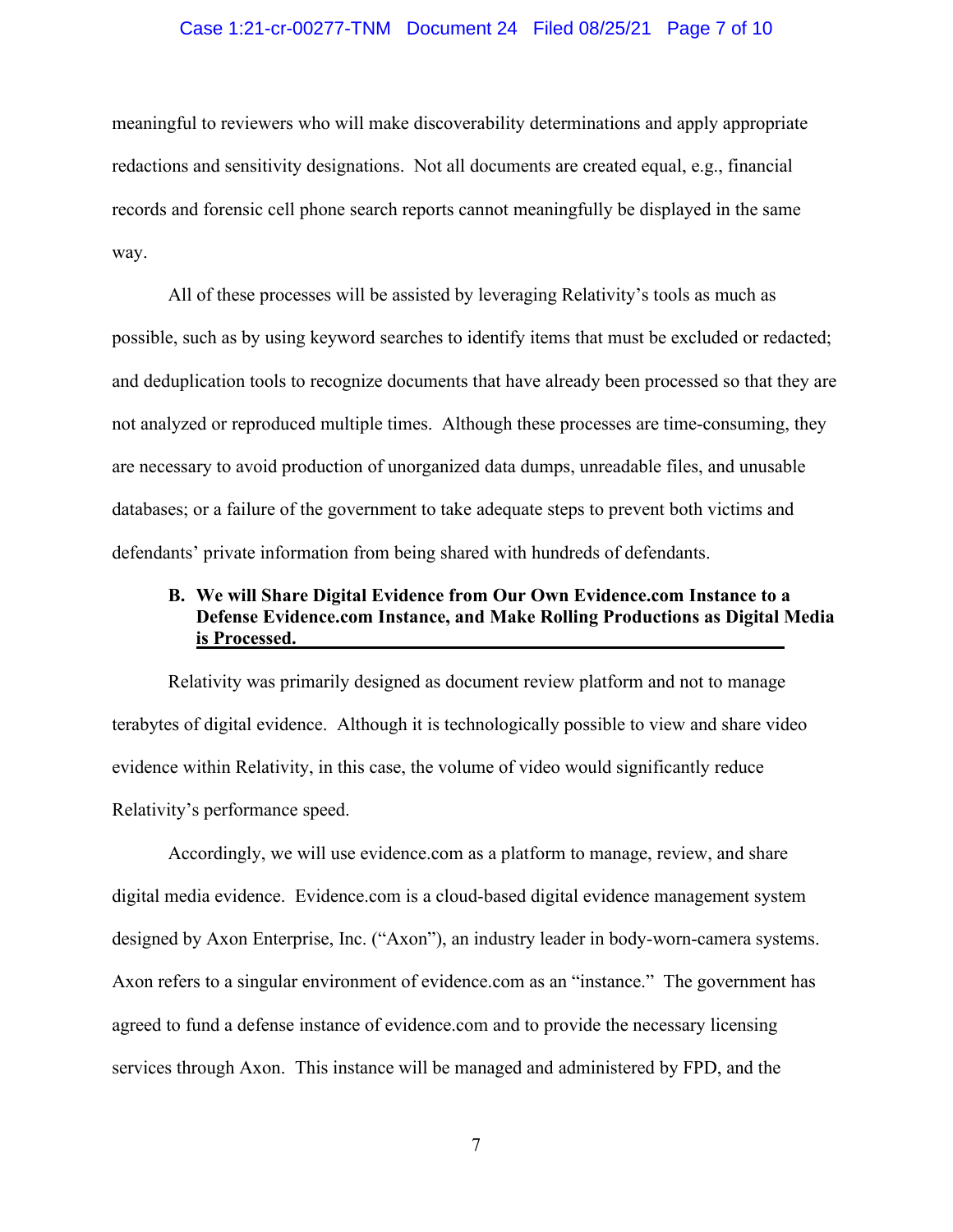meaningful to reviewers who will make discoverability determinations and apply appropriate redactions and sensitivity designations. Not all documents are created equal, e.g., financial records and forensic cell phone search reports cannot meaningfully be displayed in the same way.

All of these processes will be assisted by leveraging Relativity's tools as much as possible, such as by using keyword searches to identify items that must be excluded or redacted; and deduplication tools to recognize documents that have already been processed so that they are not analyzed or reproduced multiple times. Although these processes are time-consuming, they are necessary to avoid production of unorganized data dumps, unreadable files, and unusable databases; or a failure of the government to take adequate steps to prevent both victims and defendants' private information from being shared with hundreds of defendants.

### B. We will Share Digital Evidence from Our Own Evidence.com Instance to a Defense Evidence.com Instance, and Make Rolling Productions as Digital Media is Processed.

Relativity was primarily designed as document review platform and not to manage terabytes of digital evidence. Although it is technologically possible to view and share video evidence within Relativity, in this case, the volume of video would significantly reduce Relativity's performance speed.

Accordingly, we will use evidence.com as a platform to manage, review, and share digital media evidence. Evidence.com is a cloud-based digital evidence management system designed by Axon Enterprise, Inc. ("Axon"), an industry leader in body-worn-camera systems. Axon refers to a singular environment of evidence.com as an "instance." The government has agreed to fund a defense instance of evidence.com and to provide the necessary licensing services through Axon. This instance will be managed and administered by FPD, and the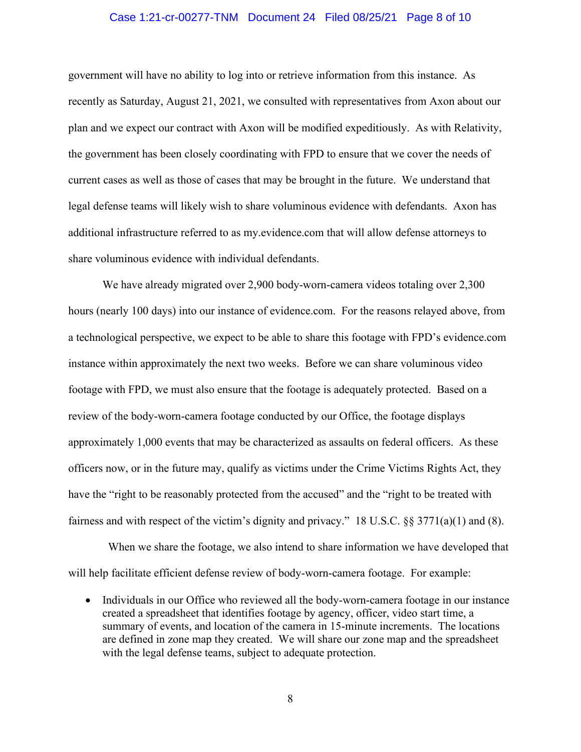government will have no ability to log into or retrieve information from this instance. As recently as Saturday, August 21, 2021, we consulted with representatives from Axon about our plan and we expect our contract with Axon will be modified expeditiously. As with Relativity, the government has been closely coordinating with FPD to ensure that we cover the needs of current cases as well as those of cases that may be brought in the future. We understand that legal defense teams will likely wish to share voluminous evidence with defendants. Axon has additional infrastructure referred to as my.evidence.com that will allow defense attorneys to share voluminous evidence with individual defendants.

We have already migrated over 2,900 body-worn-camera videos totaling over 2,300 hours (nearly 100 days) into our instance of evidence.com. For the reasons relayed above, from a technological perspective, we expect to be able to share this footage with FPD's evidence.com instance within approximately the next two weeks. Before we can share voluminous video footage with FPD, we must also ensure that the footage is adequately protected. Based on a review of the body-worn-camera footage conducted by our Office, the footage displays approximately 1,000 events that may be characterized as assaults on federal officers. As these officers now, or in the future may, qualify as victims under the Crime Victims Rights Act, they have the "right to be reasonably protected from the accused" and the "right to be treated with fairness and with respect of the victim's dignity and privacy." 18 U.S.C. §§ 3771(a)(1) and (8).

When we share the footage, we also intend to share information we have developed that will help facilitate efficient defense review of body-worn-camera footage. For example:

- Individuals in our Office who reviewed all the body-worn-camera footage in our instance created a spreadsheet that identifies footage by agency, officer, video start time, a summary of events, and location of the camera in 15-minute increments. The locations are defined in zone map they created. We will share our zone map and the spreadsheet with the legal defense teams, subject to adequate protection.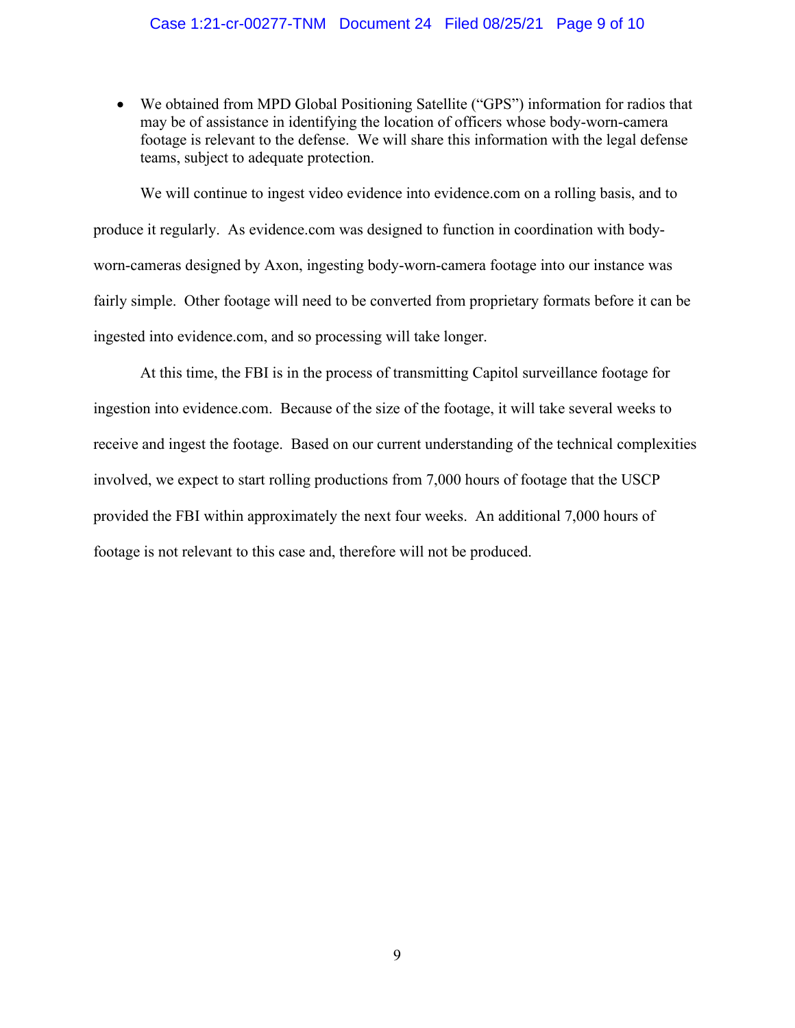- We obtained from MPD Global Positioning Satellite ("GPS") information for radios that may be of assistance in identifying the location of officers whose body-worn-camera footage is relevant to the defense. We will share this information with the legal defense teams, subject to adequate protection.

We will continue to ingest video evidence into evidence.com on a rolling basis, and to produce it regularly. As evidence.com was designed to function in coordination with body-worn-cameras designed by Axon, ingesting body-worn-camera footage into our instance was fairly simple. Other footage will need to be converted from proprietary formats before it can be ingested into evidence.com, and so processing will take longer.

At this time, the FBI is in the process of transmitting Capitol surveillance footage for ingestion into evidence.com. Because of the size of the footage, it will take several weeks to receive and ingest the footage. Based on our current understanding of the technical complexities involved, we expect to start rolling productions from 7,000 hours of footage that the USCP provided the FBI within approximately the next four weeks. An additional 7,000 hours of footage is not relevant to this case and, therefore will not be produced.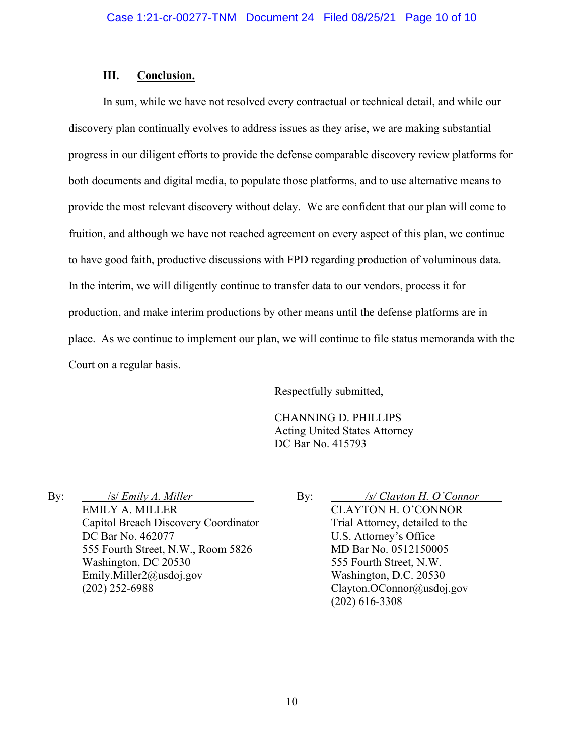### III. Conclusion.

In sum, while we have not resolved every contractual or technical detail, and while our discovery plan continually evolves to address issues as they arise, we are making substantial progress in our diligent efforts to provide the defense comparable discovery review platforms for both documents and digital media, to populate those platforms, and to use alternative means to provide the most relevant discovery without delay. We are confident that our plan will come to fruition, and although we have not reached agreement on every aspect of this plan, we continue to have good faith, productive discussions with FPD regarding production of voluminous data. In the interim, we will diligently continue to transfer data to our vendors, process it for production, and make interim productions by other means until the defense platforms are in place. As we continue to implement our plan, we will continue to file status memoranda with the Court on a regular basis.

Respectfully submitted,

CHANNING D. PHILLIPS
Acting United States Attorney
DC Bar No. 415793

By: /s/ *Emily A. Miller*
EMILY A. MILLER
Capitol Breach Discovery Coordinator
DC Bar No. 462077
555 Fourth Street, N.W., Room 5826
Washington, DC 20530
Emily.Miller2@usdoj.gov
(202) 252-6988

By: */s/ Clayton H. O'Connor*
CLAYTON H. O'CONNOR
Trial Attorney, detailed to the
U.S. Attorney's Office
MD Bar No. 0512150005
555 Fourth Street, N.W.
Washington, D.C. 20530
Clayton.OConnor@usdoj.gov
(202) 616-3308